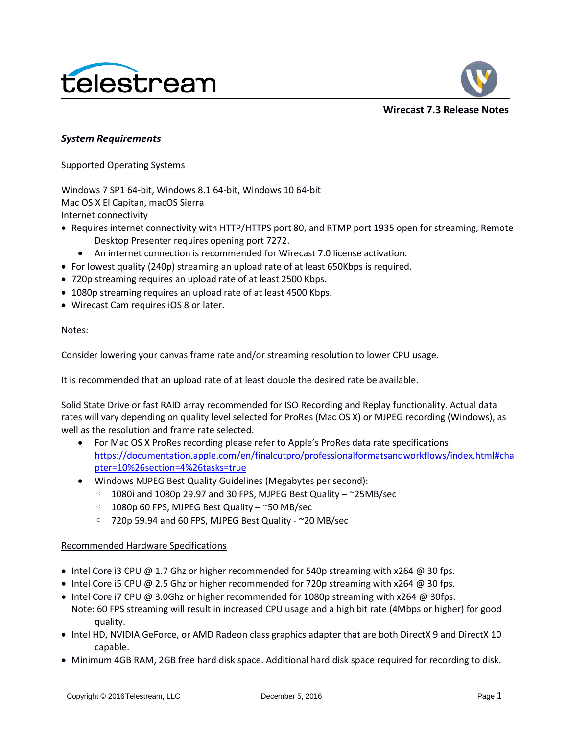# Wirecast 7.3 Release Notes

## *System Requirements*

### Supported Operating Systems

Windows 7 SP1 64-bit, Windows 8.1 64-bit, Windows 10 64-bit
Mac OS X El Capitan, macOS Sierra
Internet connectivity

- Requires internet connectivity with HTTP/HTTPS port 80, and RTMP port 1935 open for streaming, Remote Desktop Presenter requires opening port 7272.
  - An internet connection is recommended for Wirecast 7.0 license activation.
- For lowest quality (240p) streaming an upload rate of at least 650Kbps is required.
- 720p streaming requires an upload rate of at least 2500 Kbps.
- 1080p streaming requires an upload rate of at least 4500 Kbps.
- Wirecast Cam requires iOS 8 or later.

### Notes:

Consider lowering your canvas frame rate and/or streaming resolution to lower CPU usage.

It is recommended that an upload rate of at least double the desired rate be available.

Solid State Drive or fast RAID array recommended for ISO Recording and Replay functionality. Actual data rates will vary depending on quality level selected for ProRes (Mac OS X) or MJPEG recording (Windows), as well as the resolution and frame rate selected.

- For Mac OS X ProRes recording please refer to Apple's ProRes data rate specifications: https://documentation.apple.com/en/finalcutpro/professionalformatsandworkflows/index.html#chapter=10%26section=4%26tasks=true
- Windows MJPEG Best Quality Guidelines (Megabytes per second):
  - 1080i and 1080p 29.97 and 30 FPS, MJPEG Best Quality – ~25MB/sec
  - 1080p 60 FPS, MJPEG Best Quality – ~50 MB/sec
  - 720p 59.94 and 60 FPS, MJPEG Best Quality - ~20 MB/sec

### Recommended Hardware Specifications

- Intel Core i3 CPU @ 1.7 Ghz or higher recommended for 540p streaming with x264 @ 30 fps.
- Intel Core i5 CPU @ 2.5 Ghz or higher recommended for 720p streaming with x264 @ 30 fps.
- Intel Core i7 CPU @ 3.0Ghz or higher recommended for 1080p streaming with x264 @ 30fps.
  Note: 60 FPS streaming will result in increased CPU usage and a high bit rate (4Mbps or higher) for good quality.
- Intel HD, NVIDIA GeForce, or AMD Radeon class graphics adapter that are both DirectX 9 and DirectX 10 capable.
- Minimum 4GB RAM, 2GB free hard disk space. Additional hard disk space required for recording to disk.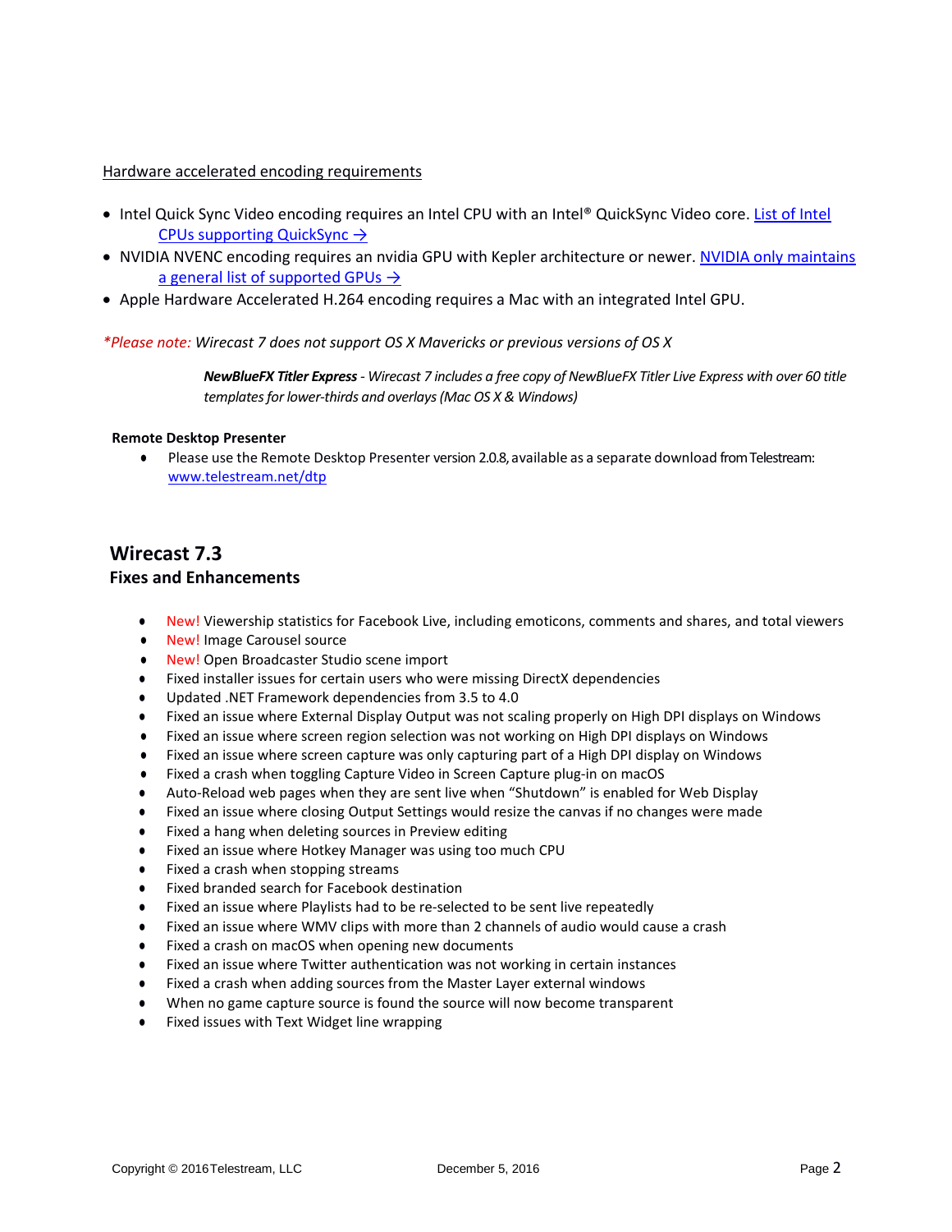Hardware accelerated encoding requirements

- Intel Quick Sync Video encoding requires an Intel CPU with an Intel® QuickSync Video core. [List of Intel CPUs supporting QuickSync →]
- NVIDIA NVENC encoding requires an nvidia GPU with Kepler architecture or newer. [NVIDIA only maintains a general list of supported GPUs →]
- Apple Hardware Accelerated H.264 encoding requires a Mac with an integrated Intel GPU.

**Please note:** *Wirecast 7 does not support OS X Mavericks or previous versions of OS X*

> ***NewBlueFX Titler Express*** *- Wirecast 7 includes a free copy of NewBlueFX Titler Live Express with over 60 title templates for lower-thirds and overlays (Mac OS X & Windows)*

**Remote Desktop Presenter**

- Please use the Remote Desktop Presenter version 2.0.8, available as a separate download from Telestream: www.telestream.net/dtp

## Wirecast 7.3

### Fixes and Enhancements

- New! Viewership statistics for Facebook Live, including emoticons, comments and shares, and total viewers
- New! Image Carousel source
- New! Open Broadcaster Studio scene import
- Fixed installer issues for certain users who were missing DirectX dependencies
- Updated .NET Framework dependencies from 3.5 to 4.0
- Fixed an issue where External Display Output was not scaling properly on High DPI displays on Windows
- Fixed an issue where screen region selection was not working on High DPI displays on Windows
- Fixed an issue where screen capture was only capturing part of a High DPI display on Windows
- Fixed a crash when toggling Capture Video in Screen Capture plug-in on macOS
- Auto-Reload web pages when they are sent live when "Shutdown" is enabled for Web Display
- Fixed an issue where closing Output Settings would resize the canvas if no changes were made
- Fixed a hang when deleting sources in Preview editing
- Fixed an issue where Hotkey Manager was using too much CPU
- Fixed a crash when stopping streams
- Fixed branded search for Facebook destination
- Fixed an issue where Playlists had to be re-selected to be sent live repeatedly
- Fixed an issue where WMV clips with more than 2 channels of audio would cause a crash
- Fixed a crash on macOS when opening new documents
- Fixed an issue where Twitter authentication was not working in certain instances
- Fixed a crash when adding sources from the Master Layer external windows
- When no game capture source is found the source will now become transparent
- Fixed issues with Text Widget line wrapping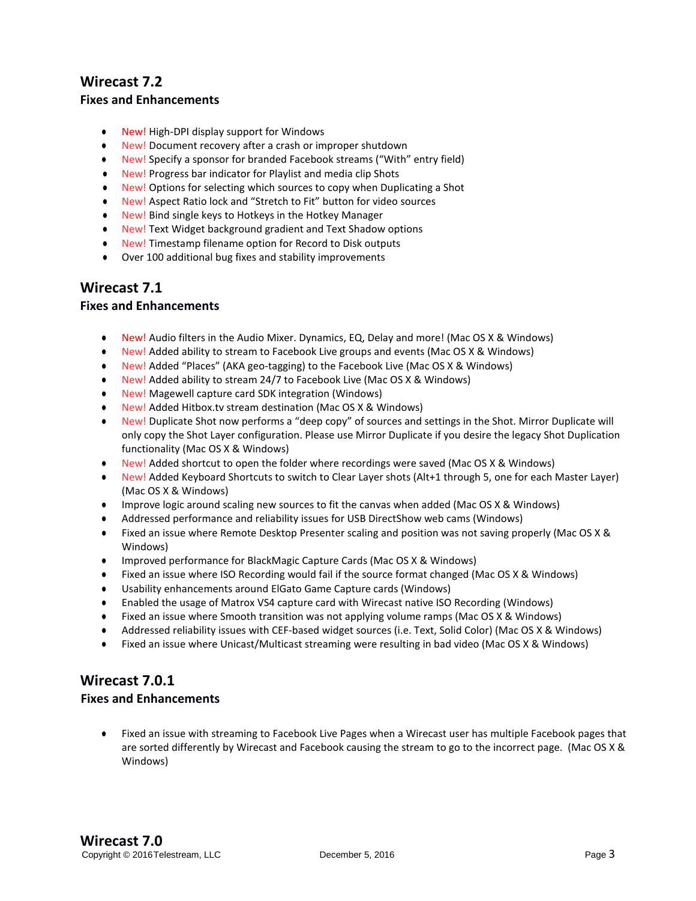## Wirecast 7.2

### Fixes and Enhancements

- New! High-DPI display support for Windows
- New! Document recovery after a crash or improper shutdown
- New! Specify a sponsor for branded Facebook streams (“With” entry field)
- New! Progress bar indicator for Playlist and media clip Shots
- New! Options for selecting which sources to copy when Duplicating a Shot
- New! Aspect Ratio lock and “Stretch to Fit” button for video sources
- New! Bind single keys to Hotkeys in the Hotkey Manager
- New! Text Widget background gradient and Text Shadow options
- New! Timestamp filename option for Record to Disk outputs
- Over 100 additional bug fixes and stability improvements

## Wirecast 7.1

### Fixes and Enhancements

- New! Audio filters in the Audio Mixer. Dynamics, EQ, Delay and more! (Mac OS X & Windows)
- New! Added ability to stream to Facebook Live groups and events (Mac OS X & Windows)
- New! Added “Places” (AKA geo-tagging) to the Facebook Live (Mac OS X & Windows)
- New! Added ability to stream 24/7 to Facebook Live (Mac OS X & Windows)
- New! Magewell capture card SDK integration (Windows)
- New! Added Hitbox.tv stream destination (Mac OS X & Windows)
- New! Duplicate Shot now performs a “deep copy” of sources and settings in the Shot. Mirror Duplicate will only copy the Shot Layer configuration. Please use Mirror Duplicate if you desire the legacy Shot Duplication functionality (Mac OS X & Windows)
- New! Added shortcut to open the folder where recordings were saved (Mac OS X & Windows)
- New! Added Keyboard Shortcuts to switch to Clear Layer shots (Alt+1 through 5, one for each Master Layer) (Mac OS X & Windows)
- Improve logic around scaling new sources to fit the canvas when added (Mac OS X & Windows)
- Addressed performance and reliability issues for USB DirectShow web cams (Windows)
- Fixed an issue where Remote Desktop Presenter scaling and position was not saving properly (Mac OS X & Windows)
- Improved performance for BlackMagic Capture Cards (Mac OS X & Windows)
- Fixed an issue where ISO Recording would fail if the source format changed (Mac OS X & Windows)
- Usability enhancements around ElGato Game Capture cards (Windows)
- Enabled the usage of Matrox VS4 capture card with Wirecast native ISO Recording (Windows)
- Fixed an issue where Smooth transition was not applying volume ramps (Mac OS X & Windows)
- Addressed reliability issues with CEF-based widget sources (i.e. Text, Solid Color) (Mac OS X & Windows)
- Fixed an issue where Unicast/Multicast streaming were resulting in bad video (Mac OS X & Windows)

## Wirecast 7.0.1

### Fixes and Enhancements

- Fixed an issue with streaming to Facebook Live Pages when a Wirecast user has multiple Facebook pages that are sorted differently by Wirecast and Facebook causing the stream to go to the incorrect page. (Mac OS X & Windows)

## Wirecast 7.0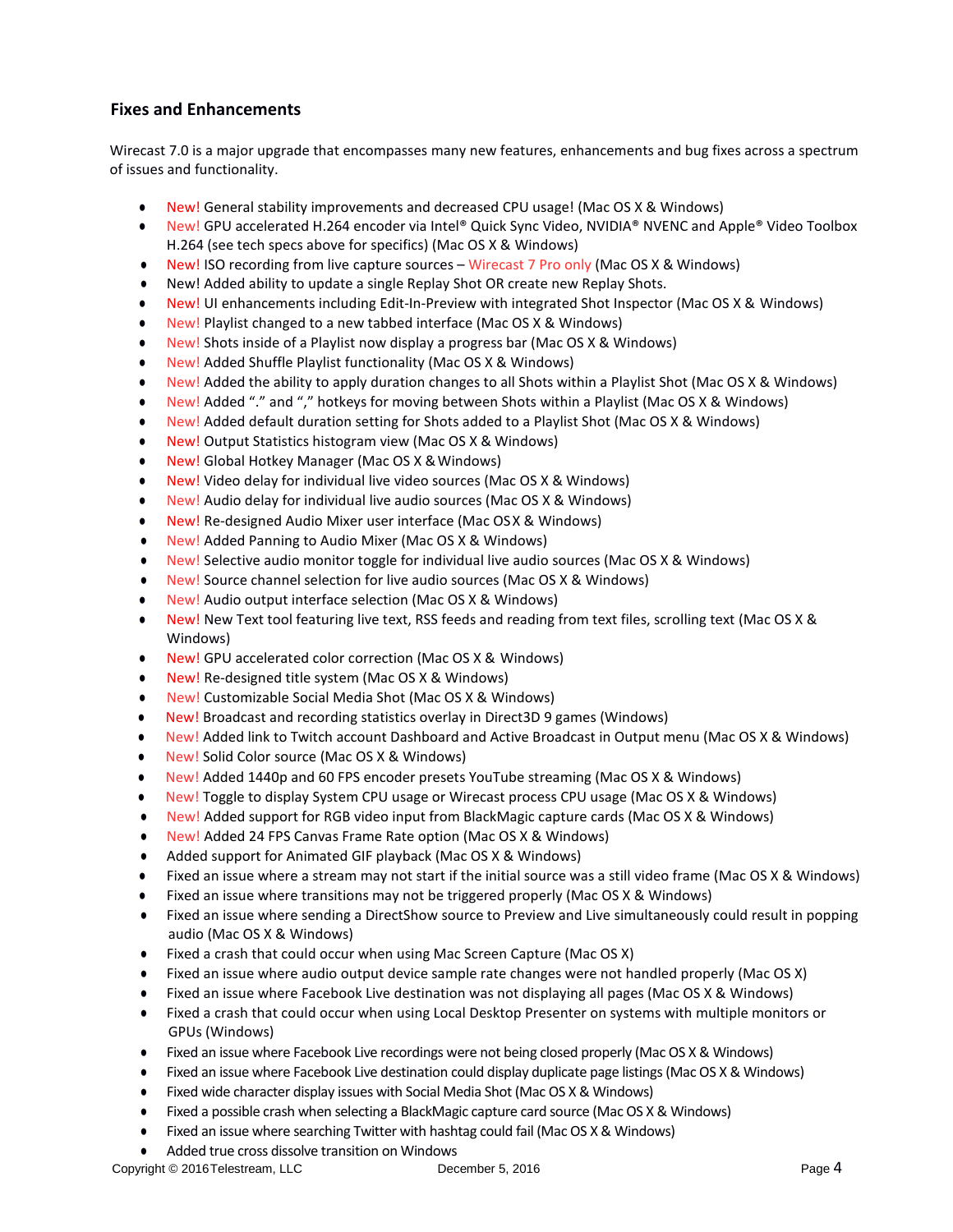### Fixes and Enhancements

Wirecast 7.0 is a major upgrade that encompasses many new features, enhancements and bug fixes across a spectrum of issues and functionality.

- New! General stability improvements and decreased CPU usage! (Mac OS X & Windows)
- New! GPU accelerated H.264 encoder via Intel® Quick Sync Video, NVIDIA® NVENC and Apple® Video Toolbox H.264 (see tech specs above for specifics) (Mac OS X & Windows)
- New! ISO recording from live capture sources – Wirecast 7 Pro only (Mac OS X & Windows)
- New! Added ability to update a single Replay Shot OR create new Replay Shots.
- New! UI enhancements including Edit-In-Preview with integrated Shot Inspector (Mac OS X & Windows)
- New! Playlist changed to a new tabbed interface (Mac OS X & Windows)
- New! Shots inside of a Playlist now display a progress bar (Mac OS X & Windows)
- New! Added Shuffle Playlist functionality (Mac OS X & Windows)
- New! Added the ability to apply duration changes to all Shots within a Playlist Shot (Mac OS X & Windows)
- New! Added "." and "," hotkeys for moving between Shots within a Playlist (Mac OS X & Windows)
- New! Added default duration setting for Shots added to a Playlist Shot (Mac OS X & Windows)
- New! Output Statistics histogram view (Mac OS X & Windows)
- New! Global Hotkey Manager (Mac OS X & Windows)
- New! Video delay for individual live video sources (Mac OS X & Windows)
- New! Audio delay for individual live audio sources (Mac OS X & Windows)
- New! Re-designed Audio Mixer user interface (Mac OS X & Windows)
- New! Added Panning to Audio Mixer (Mac OS X & Windows)
- New! Selective audio monitor toggle for individual live audio sources (Mac OS X & Windows)
- New! Source channel selection for live audio sources (Mac OS X & Windows)
- New! Audio output interface selection (Mac OS X & Windows)
- New! New Text tool featuring live text, RSS feeds and reading from text files, scrolling text (Mac OS X & Windows)
- New! GPU accelerated color correction (Mac OS X & Windows)
- New! Re-designed title system (Mac OS X & Windows)
- New! Customizable Social Media Shot (Mac OS X & Windows)
- New! Broadcast and recording statistics overlay in Direct3D 9 games (Windows)
- New! Added link to Twitch account Dashboard and Active Broadcast in Output menu (Mac OS X & Windows)
- New! Solid Color source (Mac OS X & Windows)
- New! Added 1440p and 60 FPS encoder presets YouTube streaming (Mac OS X & Windows)
- New! Toggle to display System CPU usage or Wirecast process CPU usage (Mac OS X & Windows)
- New! Added support for RGB video input from BlackMagic capture cards (Mac OS X & Windows)
- New! Added 24 FPS Canvas Frame Rate option (Mac OS X & Windows)
- Added support for Animated GIF playback (Mac OS X & Windows)
- Fixed an issue where a stream may not start if the initial source was a still video frame (Mac OS X & Windows)
- Fixed an issue where transitions may not be triggered properly (Mac OS X & Windows)
- Fixed an issue where sending a DirectShow source to Preview and Live simultaneously could result in popping audio (Mac OS X & Windows)
- Fixed a crash that could occur when using Mac Screen Capture (Mac OS X)
- Fixed an issue where audio output device sample rate changes were not handled properly (Mac OS X)
- Fixed an issue where Facebook Live destination was not displaying all pages (Mac OS X & Windows)
- Fixed a crash that could occur when using Local Desktop Presenter on systems with multiple monitors or GPUs (Windows)
- Fixed an issue where Facebook Live recordings were not being closed properly (Mac OS X & Windows)
- Fixed an issue where Facebook Live destination could display duplicate page listings (Mac OS X & Windows)
- Fixed wide character display issues with Social Media Shot (Mac OS X & Windows)
- Fixed a possible crash when selecting a BlackMagic capture card source (Mac OS X & Windows)
- Fixed an issue where searching Twitter with hashtag could fail (Mac OS X & Windows)
- Added true cross dissolve transition on Windows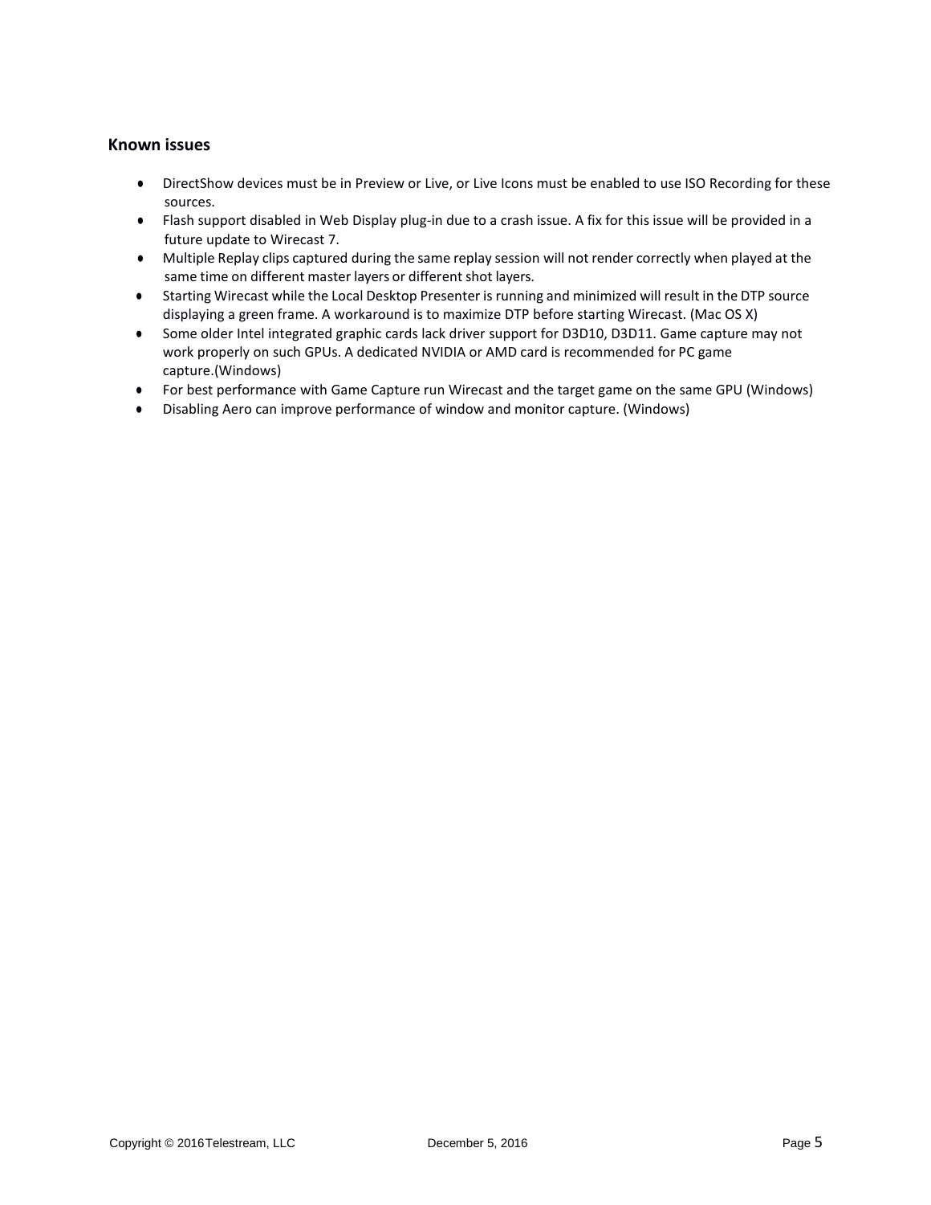## Known issues

- DirectShow devices must be in Preview or Live, or Live Icons must be enabled to use ISO Recording for these sources.
- Flash support disabled in Web Display plug-in due to a crash issue. A fix for this issue will be provided in a future update to Wirecast 7.
- Multiple Replay clips captured during the same replay session will not render correctly when played at the same time on different master layers or different shot layers.
- Starting Wirecast while the Local Desktop Presenter is running and minimized will result in the DTP source displaying a green frame. A workaround is to maximize DTP before starting Wirecast. (Mac OS X)
- Some older Intel integrated graphic cards lack driver support for D3D10, D3D11. Game capture may not work properly on such GPUs. A dedicated NVIDIA or AMD card is recommended for PC game capture.(Windows)
- For best performance with Game Capture run Wirecast and the target game on the same GPU (Windows)
- Disabling Aero can improve performance of window and monitor capture. (Windows)